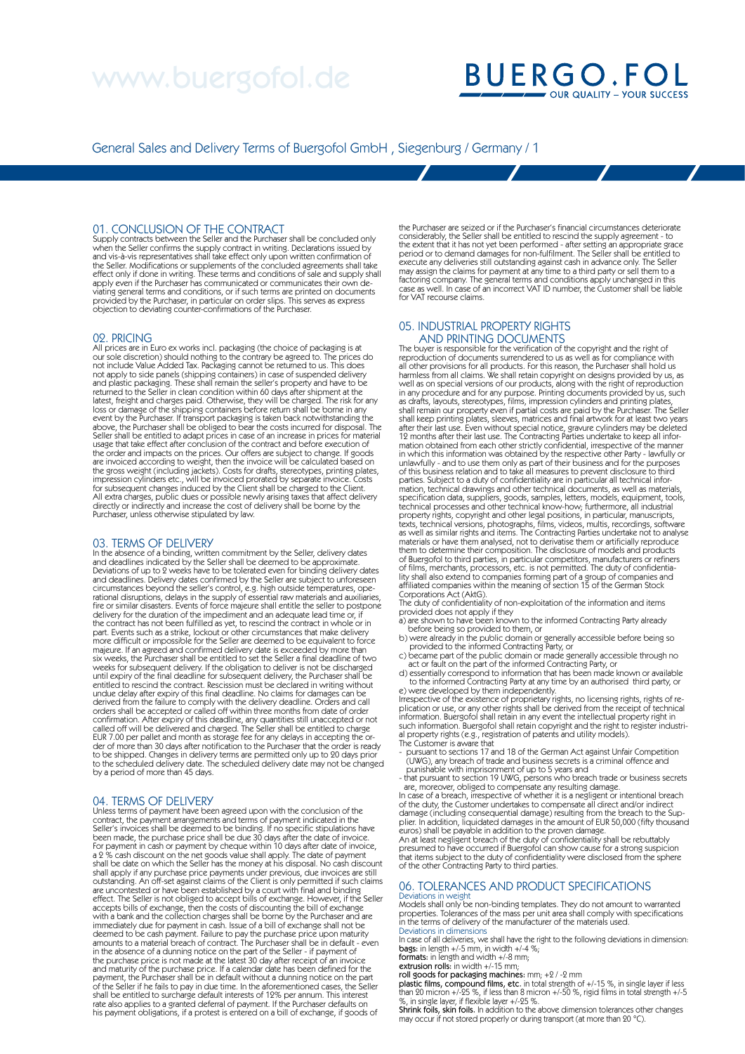# General Sales and Delivery Terms of Buergofol GmbH , Siegenburg / Germany / 1

## 01. CONCLUSION OF THE CONTRACT

Supply contracts between the Seller and the Purchaser shall be concluded only when the Seller confirms the supply contract in writing. Declarations issued by and vis-à-vis representatives shall take effect only upon written confirmation of the Seller. Modifications or supplements of the concluded agreements shall take effect only if done in writing. These terms and conditions of sale and supply shall apply even if the Purchaser has communicated or communicates their own deviating general terms and conditions, or if such terms are printed on documents provided by the Purchaser, in particular on order slips. This serves as express objection to deviating counter-confirmations of the Purchaser.

## 02. PRICING

All prices are in Euro ex works incl. packaging (the choice of packaging is at our sole discretion) should nothing to the contrary be agreed to. The prices do not include Value Added Tax. Packaging cannot be returned to us. This does not apply to side panels (shipping containers) in case of suspended delivery and plastic packaging. These shall remain the seller's property and have to be returned to the Seller in clean condition within 60 days after shipment at the latest, freight and charges paid. Otherwise, they will be charged. The risk for any loss or damage of the shipping containers before return shall be borne in any event by the Purchaser. If transport packaging is taken back notwithstanding the above, the Purchaser shall be obliged to bear the costs incurred for disposal. The Seller shall be entitled to adapt prices in case of an increase in prices for material usage that take effect after conclusion of the contract and before execution of the order and impacts on the prices. Our offers are subject to change. If goods are invoiced according to weight, then the invoice will be calculated based on the gross weight (including jackets). Costs for drafts, stereotypes, printing plates, impression cylinders etc., will be invoiced prorated by separate invoice. Costs for subsequent changes induced by the Client shall be charged to the Client. All extra charges, public dues or possible newly arising taxes that affect delivery directly or indirectly and increase the cost of delivery shall be borne by the Purchaser, unless otherwise stipulated by law.

## 03. TERMS OF DELIVERY

In the absence of a binding, written commitment by the Seller, delivery dates and deadlines indicated by the Seller shall be deemed to be approximate. Deviations of up to 2 weeks have to be tolerated even for binding delivery dates and deadlines. Delivery dates confirmed by the Seller are subject to unforeseen circumstances beyond the seller's control, e.g. high outside temperatures, operational disruptions, delays in the supply of essential raw materials and auxiliaries, fire or similar disasters. Events of force majeure shall entitle the seller to postpone delivery for the duration of the impediment and an adequate lead time or, if the contract has not been fulfilled as yet, to rescind the contract in whole or in part. Events such as a strike, lockout or other circumstances that make delivery more difficult or impossible for the Seller are deemed to be equivalent to force majeure. If an agreed and confirmed delivery date is exceeded by more than six weeks, the Purchaser shall be entitled to set the Seller a final deadline of two weeks for subsequent delivery. If the obligation to deliver is not be discharged until expiry of the final deadline for subsequent delivery, the Purchaser shall be entitled to rescind the contract. Rescission must be declared in writing without undue delay after expiry of this final deadline. No claims for damages can be derived from the failure to comply with the delivery deadline. Orders and call orders shall be accepted or called off within three months from date of order confirmation. After expiry of this deadline, any quantities still unaccepted or not called off will be delivered and charged. The Seller shall be entitled to charge EUR 7.00 per pallet and month as storage fee for any delays in accepting the order of more than 30 days after notification to the Purchaser that the order is ready to be shipped. Changes in delivery terms are permitted only up to 20 days prior to the scheduled delivery date. The scheduled delivery date may not be changed by a period of more than 45 days.

## 04. TERMS OF DELIVERY

Unless terms of payment have been agreed upon with the conclusion of the contract, the payment arrangements and terms of payment indicated in the Seller's invoices shall be deemed to be binding. If no specific stipulations have been made, the purchase price shall be due 30 days after the date of invoice. For payment in cash or payment by cheque within 10 days after date of invoice, a 2 % cash discount on the net goods value shall apply. The date of payment shall be date on which the Seller has the money at his disposal. No cash discount shall apply if any purchase price payments under previous, due invoices are still outstanding. An off-set against claims of the Client is only permitted if such claims are uncontested or have been established by a court with final and binding effect. The Seller is not obliged to accept bills of exchange. However, if the Seller accepts bills of exchange, then the costs of discounting the bill of exchange with a bank and the collection charges shall be borne by the Purchaser and are immediately due for payment in cash. Issue of a bill of exchange shall not be deemed to be cash payment. Failure to pay the purchase price upon maturity amounts to a material breach of contract. The Purchaser shall be in default - even in the absence of a dunning notice on the part of the Seller - if payment of the purchase price is not made at the latest 30 day after receipt of an invoice and maturity of the purchase price. If a calendar date has been defined for the payment, the Purchaser shall be in default without a dunning notice on the part of the Seller if he fails to pay in due time. In the aforementioned cases, the Seller shall be entitled to surcharge default interests of 12% per annum. This interest rate also applies to a granted deferral of payment. If the Purchaser defaults on his payment obligations, if a protest is entered on a bill of exchange, if goods of the Purchaser are seized or if the Purchaser's financial circumstances deteriorate considerably, the Seller shall be entitled to rescind the supply agreement - to the extent that it has not yet been performed - after setting an appropriate grace period or to demand damages for non-fulfilment. The Seller shall be entitled to execute any deliveries still outstanding against cash in advance only. The Seller may assign the claims for payment at any time to a third party or sell them to a factoring company. The general terms and conditions apply unchanged in this case as well. In case of an incorrect VAT ID number, the Customer shall be liable for VAT recourse claims.

## 05. INDUSTRIAL PROPERTY RIGHTS AND PRINTING DOCUMENTS

The buyer is responsible for the verification of the copyright and the right of reproduction of documents surrendered to us as well as for compliance with all other provisions for all products. For this reason, the Purchaser shall hold us harmless from all claims. We shall retain copyright on designs provided by us, as well as on special versions of our products, along with the right of reproduction in any procedure and for any purpose. Printing documents provided by us, such as drafts, layouts, stereotypes, films, impression cylinders and printing plates, shall remain our property even if partial costs are paid by the Purchaser. The Seller shall keep printing plates, sleeves, matrices and final artwork for at least two years after their last use. Even without special notice, gravure cylinders may be deleted 12 months after their last use. The Contracting Parties undertake to keep all information obtained from each other strictly confidential, irrespective of the manner in which this information was obtained by the respective other Party - lawfully or unlawfully - and to use them only as part of their business and for the purposes of this business relation and to take all measures to prevent disclosure to third parties. Subject to a duty of confidentiality are in particular all technical information, technical drawings and other technical documents, as well as materials, specification data, suppliers, goods, samples, letters, models, equipment, tools, technical processes and other technical know-how; furthermore, all industrial property rights, copyright and other legal positions, in particular, manuscripts, texts, technical versions, photographs, films, videos, multis, recordings, software as well as similar rights and items. The Contracting Parties undertake not to analyse materials or have them analysed, not to derivatise them or artificially reproduce them to determine their composition. The disclosure of models and products of Buergofol to third parties, in particular competitors, manufacturers or refiners of films, merchants, processors, etc. is not permitted. The duty of confidentiality shall also extend to companies forming part of a group of companies and affiliated companies within the meaning of section 15 of the German Stock Corporations Act (AktG).

The duty of confidentiality of non-exploitation of the information and items provided does not apply if they

a) are shown to have been known to the informed Contracting Party already before being so provided to them, or
b) were already in the public domain or generally accessible before being so provided to the informed Contracting Party, or
c) became part of the public domain or made generally accessible through no act or fault on the part of the informed Contracting Party, or
d) essentially correspond to information that has been made known or available to the informed Contracting Party at any time by an authorised third party, or
e) were developed by them independently.

Irrespective of the existence of proprietary rights, no licensing rights, rights of replication or use, or any other rights shall be derived from the receipt of technical information. Buergofol shall retain in any event the intellectual property right in such information. Buergofol shall retain copyright and the right to register industrial property rights (e.g., registration of patents and utility models).

The Customer is aware that

- pursuant to sections 17 and 18 of the German Act against Unfair Competition (UWG), any breach of trade and business secrets is a criminal offence and punishable with imprisonment of up to 5 years and
- that pursuant to section 19 UWG, persons who breach trade or business secrets are, moreover, obliged to compensate any resulting damage.

In case of a breach, irrespective of whether it is a negligent or intentional breach of the duty, the Customer undertakes to compensate all direct and/or indirect damage (including consequential damage) resulting from the breach to the Supplier. In addition, liquidated damages in the amount of EUR 50,000 (fifty thousand euros) shall be payable in addition to the proven damage.

An at least negligent breach of the duty of confidentiality shall be rebuttably presumed to have occurred if Buergofol can show cause for a strong suspicion that items subject to the duty of confidentiality were disclosed from the sphere of the other Contracting Party to third parties.

## 06. TOLERANCES AND PRODUCT SPECIFICATIONS

### Deviations in weight

Models shall only be non-binding templates. They do not amount to warranted properties. Tolerances of the mass per unit area shall comply with specifications in the terms of delivery of the manufacturer of the materials used.

### Deviations in dimensions

In case of all deliveries, we shall have the right to the following deviations in dimension:

**bags:** in length +/-5 mm, in width +/-4 %;
**formats:** in length and width +/-8 mm;
**extrusion rolls:** in width +/-15 mm;
**roll goods for packaging machines:** mm; +2 / -2 mm
**plastic films, compound films, etc.** in total strength of +/-15 %, in single layer if less than 20 micron +/-25 %, if less than 8 micron +/-50 %, rigid films in total strength +/-5 %, in single layer, if flexible layer +/-25 %.
**Shrink foils, skin foils.** In addition to the above dimension tolerances other changes may occur if not stored properly or during transport (at more than 20 °C).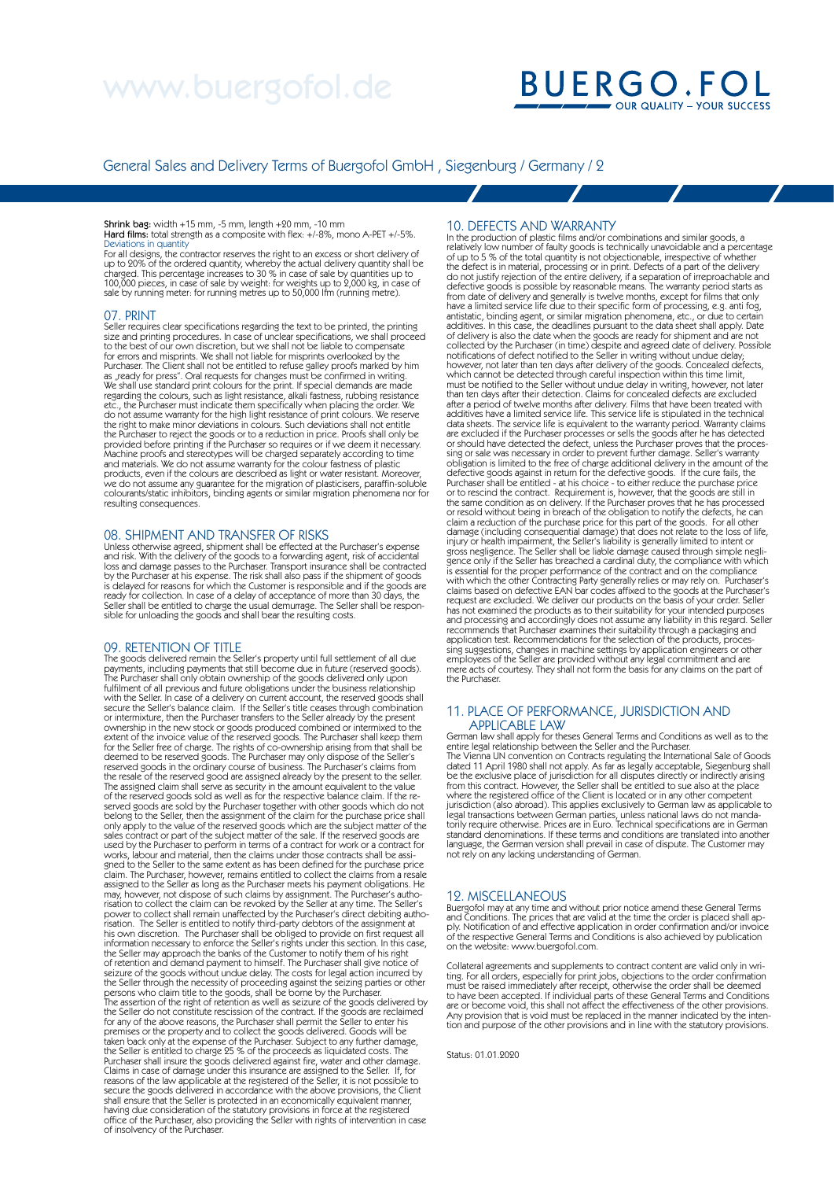**Shrink bag:** width +15 mm, -5 mm, length +20 mm, -10 mm
**Hard films:** total strength as a composite with flex: +/-8%, mono A-PET +/-5%.
Deviations in quantity
For all designs, the contractor reserves the right to an excess or short delivery of up to 20% of the ordered quantity, whereby the actual delivery quantity shall be charged. This percentage increases to 30 % in case of sale by quantities up to 100,000 pieces, in case of sale by weight: for weights up to 2,000 kg, in case of sale by running meter: for running metres up to 50,000 lfm (running metre).

## 07. PRINT

Seller requires clear specifications regarding the text to be printed, the printing size and printing procedures. In case of unclear specifications, we shall proceed to the best of our own discretion, but we shall not be liable to compensate for errors and misprints. We shall not liable for misprints overlooked by the Purchaser. The Client shall not be entitled to refuse galley proofs marked by him as „ready for press". Oral requests for changes must be confirmed in writing. We shall use standard print colours for the print. If special demands are made regarding the colours, such as light resistance, alkali fastness, rubbing resistance etc., the Purchaser must indicate them specifically when placing the order. We do not assume warranty for the high light resistance of print colours. We reserve the right to make minor deviations in colours. Such deviations shall not entitle the Purchaser to reject the goods or to a reduction in price. Proofs shall only be provided before printing if the Purchaser so requires or if we deem it necessary. Machine proofs and stereotypes will be charged separately according to time and materials. We do not assume warranty for the colour fastness of plastic products, even if the colours are described as light or water resistant. Moreover, we do not assume any guarantee for the migration of plasticisers, paraffin-soluble colourants/static inhibitors, binding agents or similar migration phenomena nor for resulting consequences.

## 08. SHIPMENT AND TRANSFER OF RISKS

Unless otherwise agreed, shipment shall be effected at the Purchaser's expense and risk. With the delivery of the goods to a forwarding agent, risk of accidental loss and damage passes to the Purchaser. Transport insurance shall be contracted by the Purchaser at his expense. The risk shall also pass if the shipment of goods is delayed for reasons for which the Customer is responsible and if the goods are ready for collection. In case of a delay of acceptance of more than 30 days, the Seller shall be entitled to charge the usual demurrage. The Seller shall be responsible for unloading the goods and shall bear the resulting costs.

## 09. RETENTION OF TITLE

The goods delivered remain the Seller's property until full settlement of all due payments, including payments that still become due in future (reserved goods). The Purchaser shall only obtain ownership of the goods delivered only upon fulfilment of all previous and future obligations under the business relationship with the Seller. In case of a delivery on current account, the reserved goods shall secure the Seller's balance claim. If the Seller's title ceases through combination or intermixture, then the Purchaser transfers to the Seller already by the present ownership in the new stock or goods produced combined or intermixed to the extent of the invoice value of the reserved goods. The Purchaser shall keep them for the Seller free of charge. The rights of co-ownership arising from that shall be deemed to be reserved goods. The Purchaser may only dispose of the Seller's reserved goods in the ordinary course of business. The Purchaser's claims from the resale of the reserved good are assigned already by the present to the seller. The assigned claim shall serve as security in the amount equivalent to the value of the reserved goods sold as well as for the respective balance claim. If the reserved goods are sold by the Purchaser together with other goods which do not belong to the Seller, then the assignment of the claim for the purchase price shall only apply to the value of the reserved goods which are the subject matter of the sales contract or part of the subject matter of the sale. If the reserved goods are used by the Purchaser to perform in terms of a contract for work or a contract for works, labour and material, then the claims under those contracts shall be assigned to the Seller to the same extent as has been defined for the purchase price claim. The Purchaser, however, remains entitled to collect the claims from a resale assigned to the Seller as long as the Purchaser meets his payment obligations. He may, however, not dispose of such claims by assignment. The Purchaser's authorisation to collect the claim can be revoked by the Seller at any time. The Seller's power to collect shall remain unaffected by the Purchaser's direct debiting authorisation. The Seller is entitled to notify third-party debtors of the assignment at his own discretion. The Purchaser shall be obliged to provide on first request all information necessary to enforce the Seller's rights under this section. In this case, the Seller may approach the banks of the Customer to notify them of this right of retention and demand payment to himself. The Purchaser shall give notice of seizure of the goods without undue delay. The costs for legal action incurred by the Seller through the necessity of proceeding against the seizing parties or other persons who claim title to the goods, shall be borne by the Purchaser.
The assertion of the right of retention as well as seizure of the goods delivered by the Seller do not constitute rescission of the contract. If the goods are reclaimed for any of the above reasons, the Purchaser shall permit the Seller to enter his premises or the property and to collect the goods delivered. Goods will be taken back only at the expense of the Purchaser. Subject to any further damage, the Seller is entitled to charge 25 % of the proceeds as liquidated costs. The Purchaser shall insure the goods delivered against fire, water and other damage. Claims in case of damage under this insurance are assigned to the Seller. If, for reasons of the law applicable at the registered of the Seller, it is not possible to secure the goods delivered in accordance with the above provisions, the Client shall ensure that the Seller is protected in an economically equivalent manner, having due consideration of the statutory provisions in force at the registered office of the Purchaser, also providing the Seller with rights of intervention in case of insolvency of the Purchaser.

## 10. DEFECTS AND WARRANTY

In the production of plastic films and/or combinations and similar goods, a relatively low number of faulty goods is technically unavoidable and a percentage of up to 5 % of the total quantity is not objectionable, irrespective of whether the defect is in material, processing or in print. Defects of a part of the delivery do not justify rejection of the entire delivery, if a separation of irreproachable and defective goods is possible by reasonable means. The warranty period starts as from date of delivery and generally is twelve months, except for films that only have a limited service life due to their specific form of processing, e.g. anti fog, antistatic, binding agent, or similar migration phenomena, etc., or due to certain additives. In this case, the deadlines pursuant to the data sheet shall apply. Date of delivery is also the date when the goods are ready for shipment and are not collected by the Purchaser (in time) despite and agreed date of delivery. Possible notifications of defect notified to the Seller in writing without undue delay, however, not later than ten days after delivery of the goods. Concealed defects, which cannot be detected through careful inspection within this time limit, must be notified to the Seller without undue delay in writing, however, not later than ten days after their detection. Claims for concealed defects are excluded after a period of twelve months after delivery. Films that have been treated with additives have a limited service life. This service life is stipulated in the technical data sheets. The service life is equivalent to the warranty period. Warranty claims are excluded if the Purchaser processes or sells the goods after he has detected or should have detected the defect, unless the Purchaser proves that the processing or sale was necessary in order to prevent further damage. Seller's warranty obligation is limited to the free of charge additional delivery in the amount of the defective goods against in return for the defective goods. If the cure fails, the Purchaser shall be entitled - at his choice - to either reduce the purchase price or to rescind the contract. Requirement is, however, that the goods are still in the same condition as on delivery. If the Purchaser proves that he has processed or resold without being in breach of the obligation to notify the defects, he can claim a reduction of the purchase price for this part of the goods. For all other damage (including consequential damage) that does not relate to the loss of life, injury or health impairment, the Seller's liability is generally limited to intent or gross negligence. The Seller shall be liable damage caused through simple negligence only if the Seller has breached a cardinal duty, the compliance with which is essential for the proper performance of the contract and on the compliance with which the other Contracting Party generally relies or may rely on. Purchaser's claims based on defective EAN bar codes affixed to the goods at the Purchaser's request are excluded. We deliver our products on the basis of your order. Seller has not examined the products as to their suitability for your intended purposes and processing and accordingly does not assume any liability in this regard. Seller recommends that Purchaser examines their suitability through a packaging and application test. Recommendations for the selection of the products, processing suggestions, changes in machine settings by application engineers or other employees of the Seller are provided without any legal commitment and are mere acts of courtesy. They shall not form the basis for any claims on the part of the Purchaser.

## 11. PLACE OF PERFORMANCE, JURISDICTION AND APPLICABLE LAW

German law shall apply for theses General Terms and Conditions as well as to the entire legal relationship between the Seller and the Purchaser.
The Vienna UN convention on Contracts regulating the International Sale of Goods dated 11 April 1980 shall not apply. As far as legally acceptable, Siegenburg shall be the exclusive place of jurisdiction for all disputes directly or indirectly arising from this contract. However, the Seller shall be entitled to sue also at the place where the registered office of the Client is located or in any other competent jurisdiction (also abroad). This applies exclusively to German law as applicable to legal transactions between German parties, unless national laws do not mandatorily require otherwise. Prices are in Euro. Technical specifications are in German standard denominations. If these terms and conditions are translated into another language, the German version shall prevail in case of dispute. The Customer may not rely on any lacking understanding of German.

## 12. MISCELLANEOUS

Buergofol may at any time and without prior notice amend these General Terms and Conditions. The prices that are valid at the time the order is placed shall apply. Notification of and effective application in order confirmation and/or invoice of the respective General Terms and Conditions is also achieved by publication on the website: www.buergofol.com.

Collateral agreements and supplements to contract content are valid only in writing. For all orders, especially for print jobs, objections to the order confirmation must be raised immediately after receipt, otherwise the order shall be deemed to have been accepted. If individual parts of these General Terms and Conditions are or become void, this shall not affect the effectiveness of the other provisions. Any provision that is void must be replaced in the manner indicated by the intention and purpose of the other provisions and in line with the statutory provisions.

Status: 01.01.2020